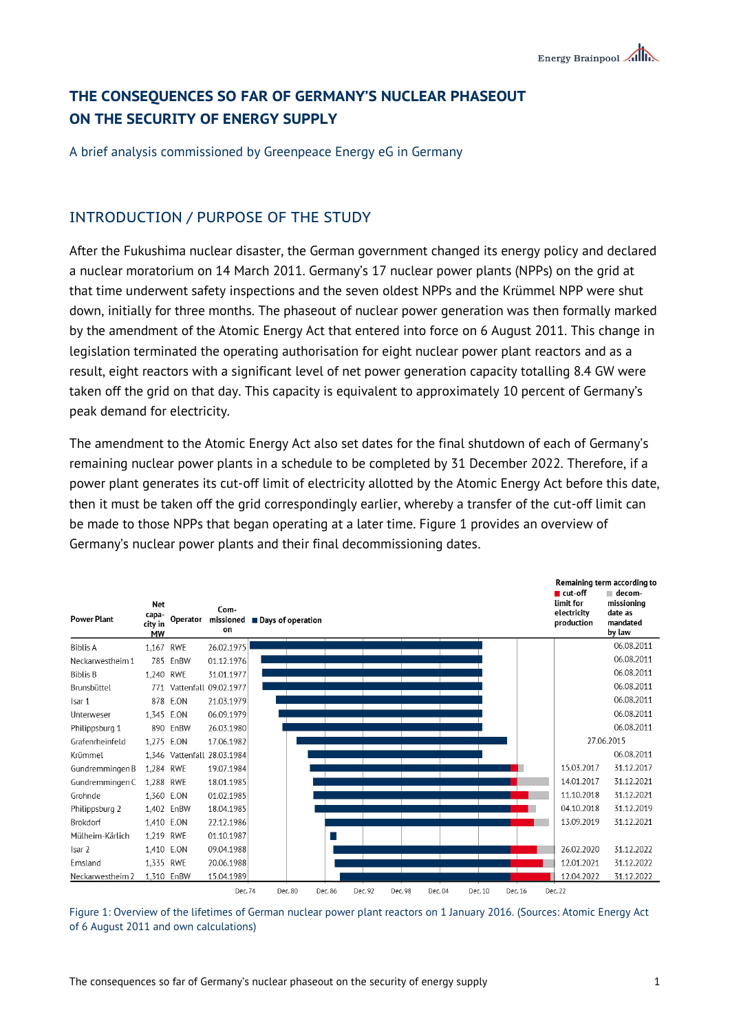# THE CONSEQUENCES SO FAR OF GERMANY'S NUCLEAR PHASEOUT ON THE SECURITY OF ENERGY SUPPLY

A brief analysis commissioned by Greenpeace Energy eG in Germany

## INTRODUCTION / PURPOSE OF THE STUDY

After the Fukushima nuclear disaster, the German government changed its energy policy and declared a nuclear moratorium on 14 March 2011. Germany's 17 nuclear power plants (NPPs) on the grid at that time underwent safety inspections and the seven oldest NPPs and the Krümmel NPP were shut down, initially for three months. The phaseout of nuclear power generation was then formally marked by the amendment of the Atomic Energy Act that entered into force on 6 August 2011. This change in legislation terminated the operating authorisation for eight nuclear power plant reactors and as a result, eight reactors with a significant level of net power generation capacity totalling 8.4 GW were taken off the grid on that day. This capacity is equivalent to approximately 10 percent of Germany's peak demand for electricity.

The amendment to the Atomic Energy Act also set dates for the final shutdown of each of Germany's remaining nuclear power plants in a schedule to be completed by 31 December 2022. Therefore, if a power plant generates its cut-off limit of electricity allotted by the Atomic Energy Act before this date, then it must be taken off the grid correspondingly earlier, whereby a transfer of the cut-off limit can be made to those NPPs that began operating at a later time. Figure 1 provides an overview of Germany's nuclear power plants and their final decommissioning dates.

| Power Plant | Net capacity in MW | Operator | Commissioned on | Remaining term: cut-off limit for electricity production | Remaining term: decommissioning date as mandated by law |
|---|---|---|---|---|---|
| Biblis A | 1,167 | RWE | 26.02.1975 | | 06.08.2011 |
| Neckarwestheim 1 | 785 | EnBW | 01.12.1976 | | 06.08.2011 |
| Biblis B | 1,240 | RWE | 31.01.1977 | | 06.08.2011 |
| Brunsbüttel | 771 | Vattenfall | 09.02.1977 | | 06.08.2011 |
| Isar 1 | 878 | E.ON | 21.03.1979 | | 06.08.2011 |
| Unterweser | 1,345 | E.ON | 06.09.1979 | | 06.08.2011 |
| Philippsburg 1 | 890 | EnBW | 26.03.1980 | | 06.08.2011 |
| Grafenrheinfeld | 1,275 | E.ON | 17.06.1982 | 27.06.2015 | |
| Krümmel | 1,346 | Vattenfall | 28.03.1984 | | 06.08.2011 |
| Gundremmingen B | 1,284 | RWE | 19.07.1984 | 15.03.2017 | 31.12.2017 |
| Gundremmingen C | 1,288 | RWE | 18.01.1985 | 14.01.2017 | 31.12.2021 |
| Grohnde | 1,360 | E.ON | 01.02.1985 | 11.10.2018 | 31.12.2021 |
| Philippsburg 2 | 1,402 | EnBW | 18.04.1985 | 04.10.2018 | 31.12.2019 |
| Brokdorf | 1,410 | E.ON | 22.12.1986 | 13.09.2019 | 31.12.2021 |
| Mülheim-Kärlich | 1,219 | RWE | 01.10.1987 | | |
| Isar 2 | 1,410 | E.ON | 09.04.1988 | 26.02.2020 | 31.12.2022 |
| Emsland | 1,335 | RWE | 20.06.1988 | 12.01.2021 | 31.12.2022 |
| Neckarwestheim 2 | 1,310 | EnBW | 15.04.1989 | 12.04.2022 | 31.12.2022 |

Figure 1: Overview of the lifetimes of German nuclear power plant reactors on 1 January 2016. (Sources: Atomic Energy Act of 6 August 2011 and own calculations)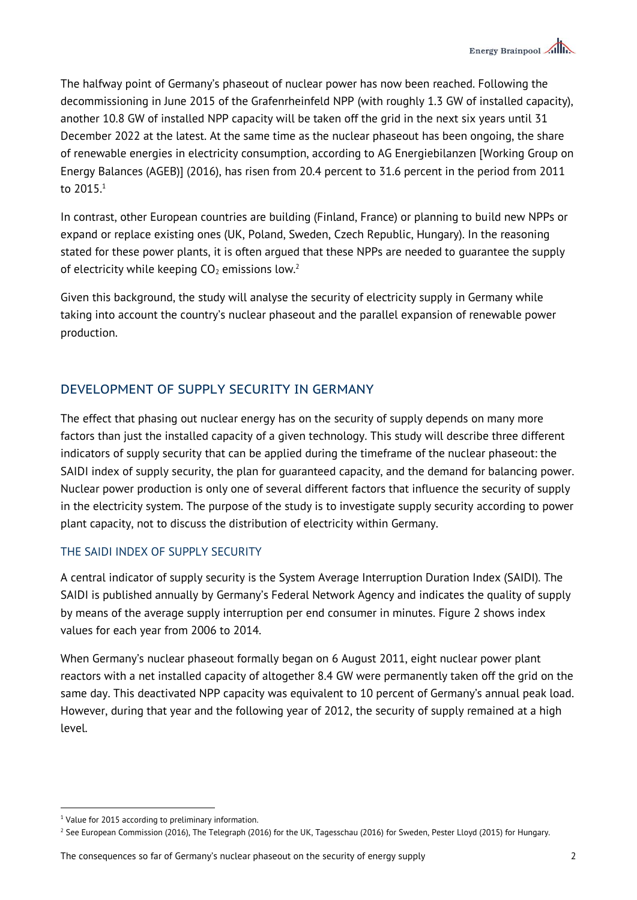The halfway point of Germany's phaseout of nuclear power has now been reached. Following the decommissioning in June 2015 of the Grafenrheinfeld NPP (with roughly 1.3 GW of installed capacity), another 10.8 GW of installed NPP capacity will be taken off the grid in the next six years until 31 December 2022 at the latest. At the same time as the nuclear phaseout has been ongoing, the share of renewable energies in electricity consumption, according to AG Energiebilanzen [Working Group on Energy Balances (AGEB)] (2016), has risen from 20.4 percent to 31.6 percent in the period from 2011 to 2015.[1]

In contrast, other European countries are building (Finland, France) or planning to build new NPPs or expand or replace existing ones (UK, Poland, Sweden, Czech Republic, Hungary). In the reasoning stated for these power plants, it is often argued that these NPPs are needed to guarantee the supply of electricity while keeping $CO_2$ emissions low.[2]

Given this background, the study will analyse the security of electricity supply in Germany while taking into account the country's nuclear phaseout and the parallel expansion of renewable power production.

## DEVELOPMENT OF SUPPLY SECURITY IN GERMANY

The effect that phasing out nuclear energy has on the security of supply depends on many more factors than just the installed capacity of a given technology. This study will describe three different indicators of supply security that can be applied during the timeframe of the nuclear phaseout: the SAIDI index of supply security, the plan for guaranteed capacity, and the demand for balancing power. Nuclear power production is only one of several different factors that influence the security of supply in the electricity system. The purpose of the study is to investigate supply security according to power plant capacity, not to discuss the distribution of electricity within Germany.

### THE SAIDI INDEX OF SUPPLY SECURITY

A central indicator of supply security is the System Average Interruption Duration Index (SAIDI). The SAIDI is published annually by Germany's Federal Network Agency and indicates the quality of supply by means of the average supply interruption per end consumer in minutes. Figure 2 shows index values for each year from 2006 to 2014.

When Germany's nuclear phaseout formally began on 6 August 2011, eight nuclear power plant reactors with a net installed capacity of altogether 8.4 GW were permanently taken off the grid on the same day. This deactivated NPP capacity was equivalent to 10 percent of Germany's annual peak load. However, during that year and the following year of 2012, the security of supply remained at a high level.

[1] Value for 2015 according to preliminary information.

[2] See European Commission (2016), The Telegraph (2016) for the UK, Tagesschau (2016) for Sweden, Pester Lloyd (2015) for Hungary.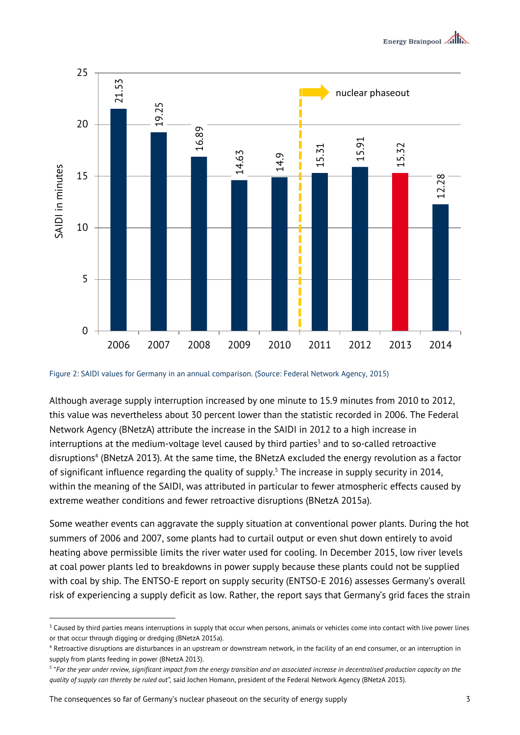Figure 2: SAIDI values for Germany in an annual comparison. (Source: Federal Network Agency, 2015)

Although average supply interruption increased by one minute to 15.9 minutes from 2010 to 2012, this value was nevertheless about 30 percent lower than the statistic recorded in 2006. The Federal Network Agency (BNetzA) attribute the increase in the SAIDI in 2012 to a high increase in interruptions at the medium-voltage level caused by third parties[3] and to so-called retroactive disruptions[4] (BNetzA 2013). At the same time, the BNetzA excluded the energy revolution as a factor of significant influence regarding the quality of supply.[5] The increase in supply security in 2014, within the meaning of the SAIDI, was attributed in particular to fewer atmospheric effects caused by extreme weather conditions and fewer retroactive disruptions (BNetzA 2015a).

Some weather events can aggravate the supply situation at conventional power plants. During the hot summers of 2006 and 2007, some plants had to curtail output or even shut down entirely to avoid heating above permissible limits the river water used for cooling. In December 2015, low river levels at coal power plants led to breakdowns in power supply because these plants could not be supplied with coal by ship. The ENTSO-E report on supply security (ENTSO-E 2016) assesses Germany's overall risk of experiencing a supply deficit as low. Rather, the report says that Germany's grid faces the strain

---

[3] Caused by third parties means interruptions in supply that occur when persons, animals or vehicles come into contact with live power lines or that occur through digging or dredging (BNetzA 2015a).

[4] Retroactive disruptions are disturbances in an upstream or downstream network, in the facility of an end consumer, or an interruption in supply from plants feeding in power (BNetzA 2013).

[5] *"For the year under review, significant impact from the energy transition and an associated increase in decentralised production capacity on the quality of supply can thereby be ruled out"*, said Jochen Homann, president of the Federal Network Agency (BNetzA 2013).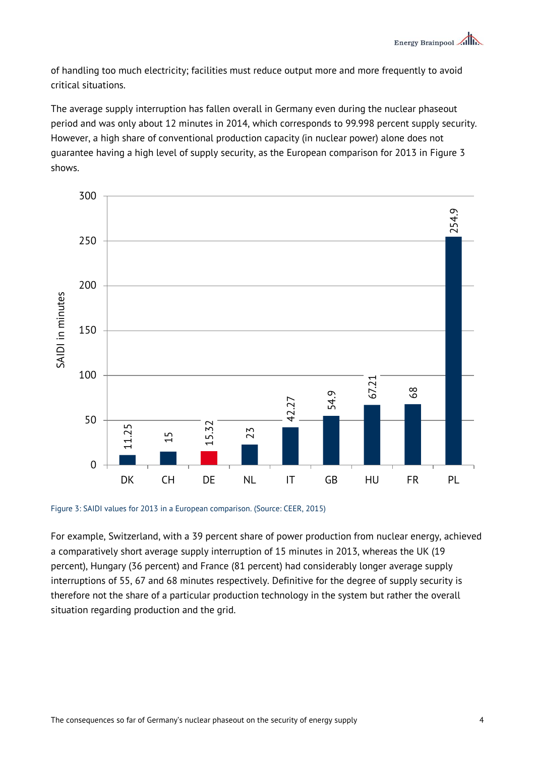of handling too much electricity; facilities must reduce output more and more frequently to avoid critical situations.

The average supply interruption has fallen overall in Germany even during the nuclear phaseout period and was only about 12 minutes in 2014, which corresponds to 99.998 percent supply security. However, a high share of conventional production capacity (in nuclear power) alone does not guarantee having a high level of supply security, as the European comparison for 2013 in Figure 3 shows.

Figure 3: SAIDI values for 2013 in a European comparison. (Source: CEER, 2015)

For example, Switzerland, with a 39 percent share of power production from nuclear energy, achieved a comparatively short average supply interruption of 15 minutes in 2013, whereas the UK (19 percent), Hungary (36 percent) and France (81 percent) had considerably longer average supply interruptions of 55, 67 and 68 minutes respectively. Definitive for the degree of supply security is therefore not the share of a particular production technology in the system but rather the overall situation regarding production and the grid.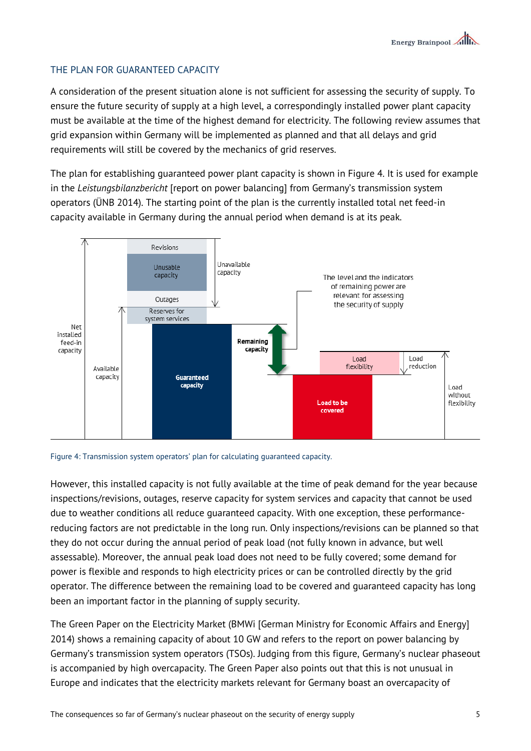## THE PLAN FOR GUARANTEED CAPACITY

A consideration of the present situation alone is not sufficient for assessing the security of supply. To ensure the future security of supply at a high level, a correspondingly installed power plant capacity must be available at the time of the highest demand for electricity. The following review assumes that grid expansion within Germany will be implemented as planned and that all delays and grid requirements will still be covered by the mechanics of grid reserves.

The plan for establishing guaranteed power plant capacity is shown in Figure 4. It is used for example in the *Leistungsbilanzbericht* [report on power balancing] from Germany's transmission system operators (ÜNB 2014). The starting point of the plan is the currently installed total net feed-in capacity available in Germany during the annual period when demand is at its peak.

Figure 4: Transmission system operators' plan for calculating guaranteed capacity.

However, this installed capacity is not fully available at the time of peak demand for the year because inspections/revisions, outages, reserve capacity for system services and capacity that cannot be used due to weather conditions all reduce guaranteed capacity. With one exception, these performance-reducing factors are not predictable in the long run. Only inspections/revisions can be planned so that they do not occur during the annual period of peak load (not fully known in advance, but well assessable). Moreover, the annual peak load does not need to be fully covered; some demand for power is flexible and responds to high electricity prices or can be controlled directly by the grid operator. The difference between the remaining load to be covered and guaranteed capacity has long been an important factor in the planning of supply security.

The Green Paper on the Electricity Market (BMWi [German Ministry for Economic Affairs and Energy] 2014) shows a remaining capacity of about 10 GW and refers to the report on power balancing by Germany's transmission system operators (TSOs). Judging from this figure, Germany's nuclear phaseout is accompanied by high overcapacity. The Green Paper also points out that this is not unusual in Europe and indicates that the electricity markets relevant for Germany boast an overcapacity of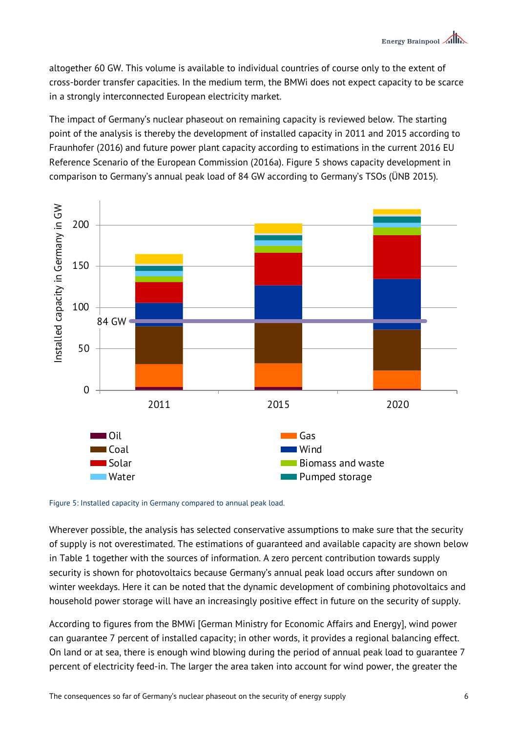altogether 60 GW. This volume is available to individual countries of course only to the extent of cross-border transfer capacities. In the medium term, the BMWi does not expect capacity to be scarce in a strongly interconnected European electricity market.

The impact of Germany's nuclear phaseout on remaining capacity is reviewed below. The starting point of the analysis is thereby the development of installed capacity in 2011 and 2015 according to Fraunhofer (2016) and future power plant capacity according to estimations in the current 2016 EU Reference Scenario of the European Commission (2016a). Figure 5 shows capacity development in comparison to Germany's annual peak load of 84 GW according to Germany's TSOs (ÜNB 2015).

Figure 5: Installed capacity in Germany compared to annual peak load.

Wherever possible, the analysis has selected conservative assumptions to make sure that the security of supply is not overestimated. The estimations of guaranteed and available capacity are shown below in Table 1 together with the sources of information. A zero percent contribution towards supply security is shown for photovoltaics because Germany's annual peak load occurs after sundown on winter weekdays. Here it can be noted that the dynamic development of combining photovoltaics and household power storage will have an increasingly positive effect in future on the security of supply.

According to figures from the BMWi [German Ministry for Economic Affairs and Energy], wind power can guarantee 7 percent of installed capacity; in other words, it provides a regional balancing effect. On land or at sea, there is enough wind blowing during the period of annual peak load to guarantee 7 percent of electricity feed-in. The larger the area taken into account for wind power, the greater the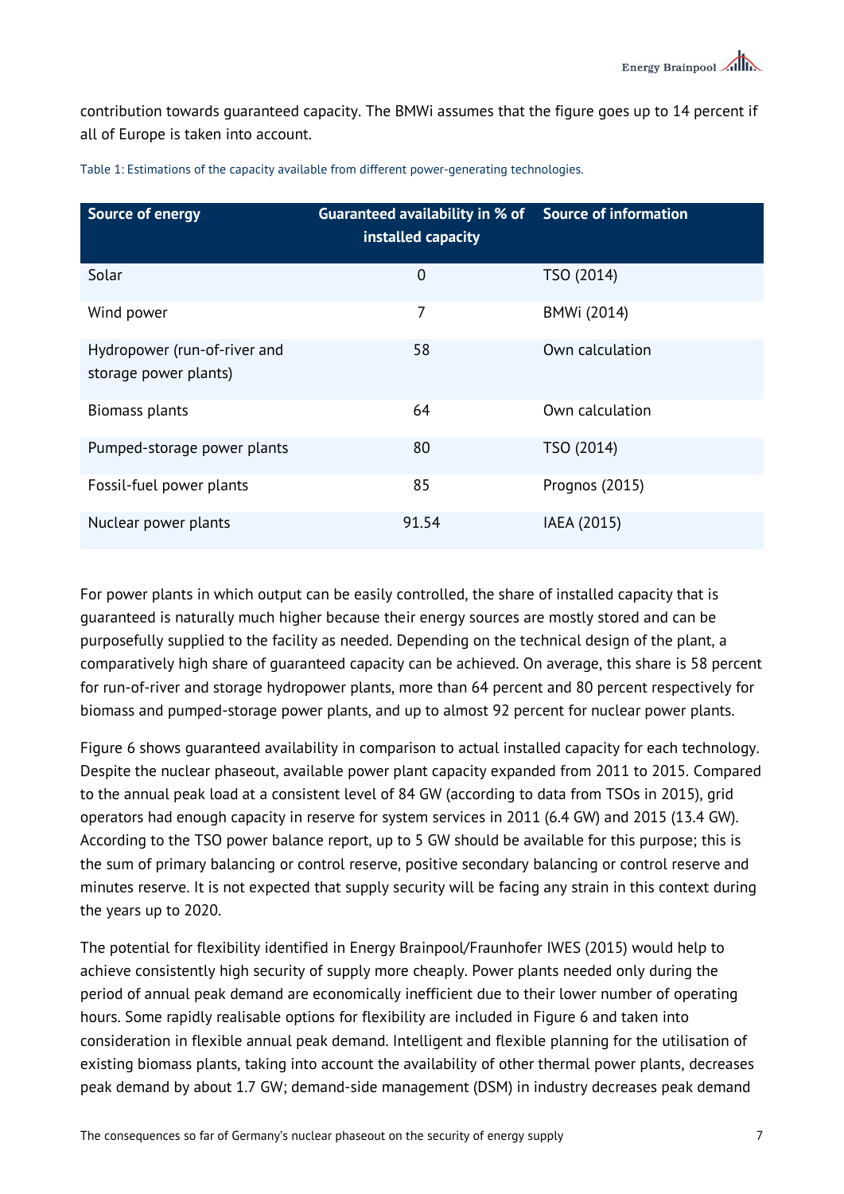contribution towards guaranteed capacity. The BMWi assumes that the figure goes up to 14 percent if all of Europe is taken into account.

Table 1: Estimations of the capacity available from different power-generating technologies.

| Source of energy | Guaranteed availability in % of installed capacity | Source of information |
|---|---|---|
| Solar | 0 | TSO (2014) |
| Wind power | 7 | BMWi (2014) |
| Hydropower (run-of-river and storage power plants) | 58 | Own calculation |
| Biomass plants | 64 | Own calculation |
| Pumped-storage power plants | 80 | TSO (2014) |
| Fossil-fuel power plants | 85 | Prognos (2015) |
| Nuclear power plants | 91.54 | IAEA (2015) |

For power plants in which output can be easily controlled, the share of installed capacity that is guaranteed is naturally much higher because their energy sources are mostly stored and can be purposefully supplied to the facility as needed. Depending on the technical design of the plant, a comparatively high share of guaranteed capacity can be achieved. On average, this share is 58 percent for run-of-river and storage hydropower plants, more than 64 percent and 80 percent respectively for biomass and pumped-storage power plants, and up to almost 92 percent for nuclear power plants.

Figure 6 shows guaranteed availability in comparison to actual installed capacity for each technology. Despite the nuclear phaseout, available power plant capacity expanded from 2011 to 2015. Compared to the annual peak load at a consistent level of 84 GW (according to data from TSOs in 2015), grid operators had enough capacity in reserve for system services in 2011 (6.4 GW) and 2015 (13.4 GW). According to the TSO power balance report, up to 5 GW should be available for this purpose; this is the sum of primary balancing or control reserve, positive secondary balancing or control reserve and minutes reserve. It is not expected that supply security will be facing any strain in this context during the years up to 2020.

The potential for flexibility identified in Energy Brainpool/Fraunhofer IWES (2015) would help to achieve consistently high security of supply more cheaply. Power plants needed only during the period of annual peak demand are economically inefficient due to their lower number of operating hours. Some rapidly realisable options for flexibility are included in Figure 6 and taken into consideration in flexible annual peak demand. Intelligent and flexible planning for the utilisation of existing biomass plants, taking into account the availability of other thermal power plants, decreases peak demand by about 1.7 GW; demand-side management (DSM) in industry decreases peak demand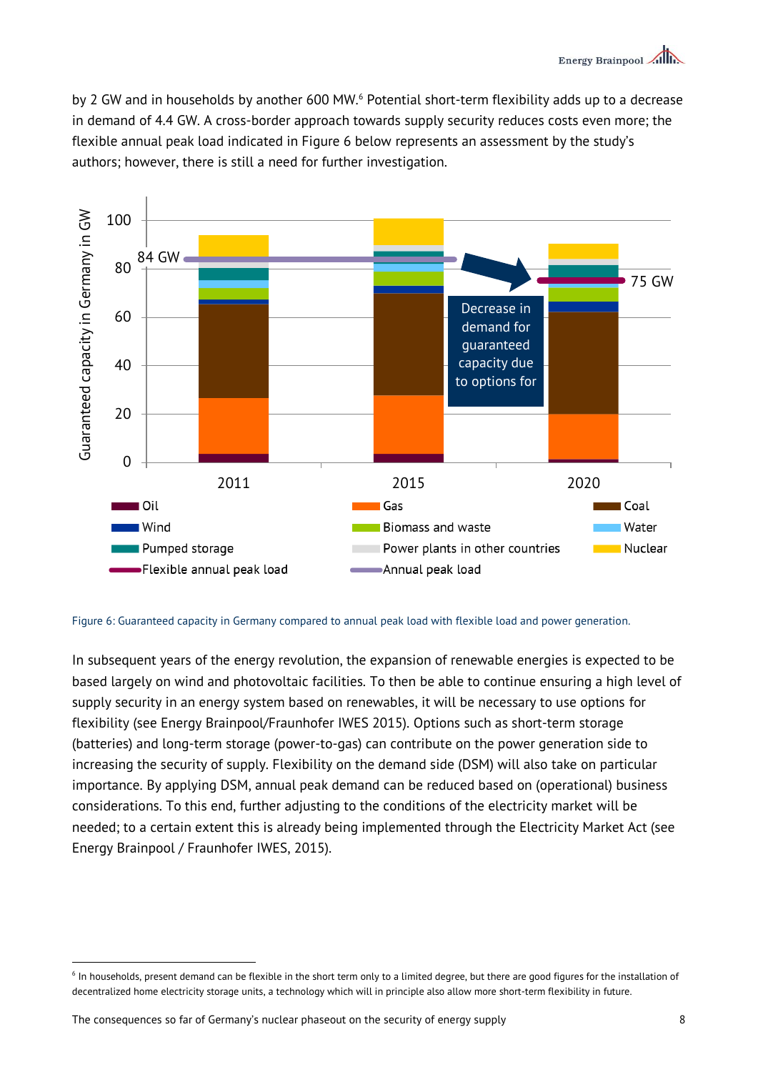by 2 GW and in households by another 600 MW.[6] Potential short-term flexibility adds up to a decrease in demand of 4.4 GW. A cross-border approach towards supply security reduces costs even more; the flexible annual peak load indicated in Figure 6 below represents an assessment by the study's authors; however, there is still a need for further investigation.

Figure 6: Guaranteed capacity in Germany compared to annual peak load with flexible load and power generation.

In subsequent years of the energy revolution, the expansion of renewable energies is expected to be based largely on wind and photovoltaic facilities. To then be able to continue ensuring a high level of supply security in an energy system based on renewables, it will be necessary to use options for flexibility (see Energy Brainpool/Fraunhofer IWES 2015). Options such as short-term storage (batteries) and long-term storage (power-to-gas) can contribute on the power generation side to increasing the security of supply. Flexibility on the demand side (DSM) will also take on particular importance. By applying DSM, annual peak demand can be reduced based on (operational) business considerations. To this end, further adjusting to the conditions of the electricity market will be needed; to a certain extent this is already being implemented through the Electricity Market Act (see Energy Brainpool / Fraunhofer IWES, 2015).

[6] In households, present demand can be flexible in the short term only to a limited degree, but there are good figures for the installation of decentralized home electricity storage units, a technology which will in principle also allow more short-term flexibility in future.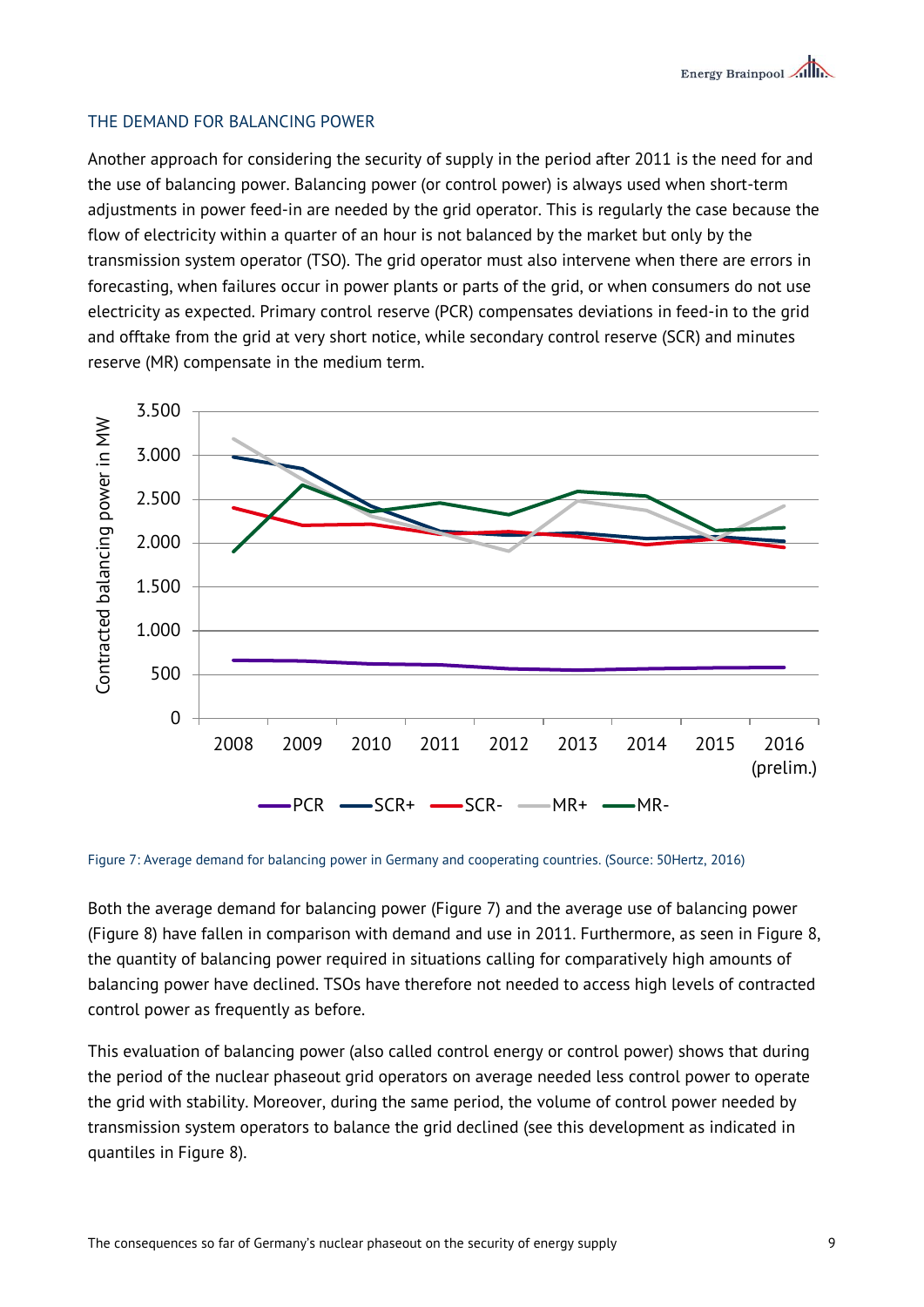## THE DEMAND FOR BALANCING POWER

Another approach for considering the security of supply in the period after 2011 is the need for and the use of balancing power. Balancing power (or control power) is always used when short-term adjustments in power feed-in are needed by the grid operator. This is regularly the case because the flow of electricity within a quarter of an hour is not balanced by the market but only by the transmission system operator (TSO). The grid operator must also intervene when there are errors in forecasting, when failures occur in power plants or parts of the grid, or when consumers do not use electricity as expected. Primary control reserve (PCR) compensates deviations in feed-in to the grid and offtake from the grid at very short notice, while secondary control reserve (SCR) and minutes reserve (MR) compensate in the medium term.

Figure 7: Average demand for balancing power in Germany and cooperating countries. (Source: 50Hertz, 2016)

Both the average demand for balancing power (Figure 7) and the average use of balancing power (Figure 8) have fallen in comparison with demand and use in 2011. Furthermore, as seen in Figure 8, the quantity of balancing power required in situations calling for comparatively high amounts of balancing power have declined. TSOs have therefore not needed to access high levels of contracted control power as frequently as before.

This evaluation of balancing power (also called control energy or control power) shows that during the period of the nuclear phaseout grid operators on average needed less control power to operate the grid with stability. Moreover, during the same period, the volume of control power needed by transmission system operators to balance the grid declined (see this development as indicated in quantiles in Figure 8).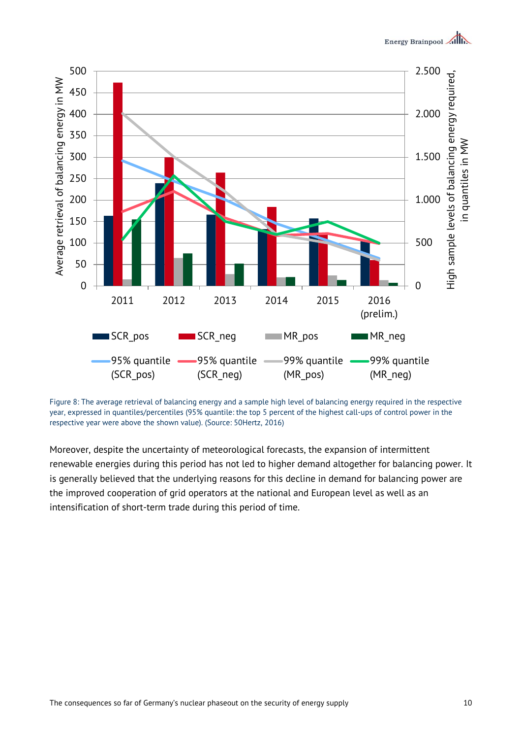Figure 8: The average retrieval of balancing energy and a sample high level of balancing energy required in the respective year, expressed in quantiles/percentiles (95% quantile: the top 5 percent of the highest call-ups of control power in the respective year were above the shown value). (Source: 50Hertz, 2016)

Moreover, despite the uncertainty of meteorological forecasts, the expansion of intermittent renewable energies during this period has not led to higher demand altogether for balancing power. It is generally believed that the underlying reasons for this decline in demand for balancing power are the improved cooperation of grid operators at the national and European level as well as an intensification of short-term trade during this period of time.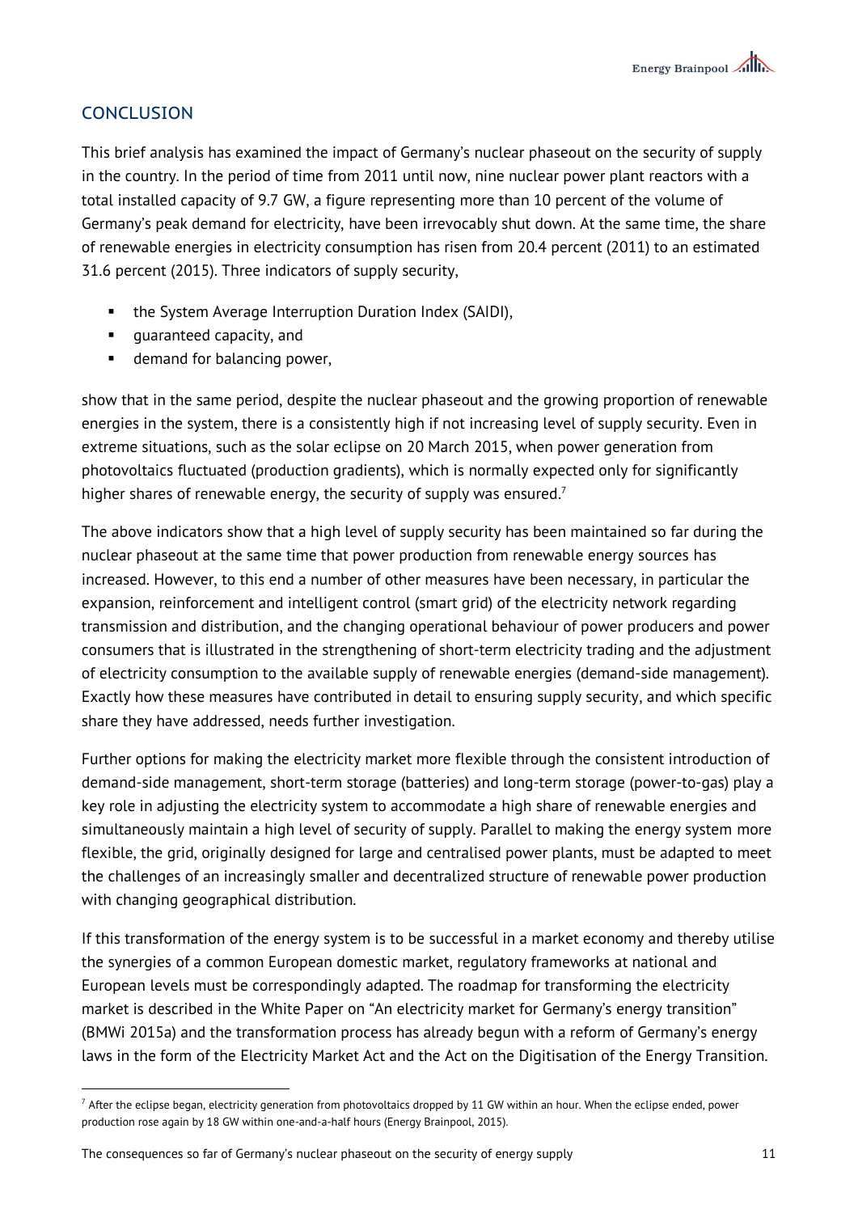## CONCLUSION

This brief analysis has examined the impact of Germany's nuclear phaseout on the security of supply in the country. In the period of time from 2011 until now, nine nuclear power plant reactors with a total installed capacity of 9.7 GW, a figure representing more than 10 percent of the volume of Germany's peak demand for electricity, have been irrevocably shut down. At the same time, the share of renewable energies in electricity consumption has risen from 20.4 percent (2011) to an estimated 31.6 percent (2015). Three indicators of supply security,

- the System Average Interruption Duration Index (SAIDI),
- guaranteed capacity, and
- demand for balancing power,

show that in the same period, despite the nuclear phaseout and the growing proportion of renewable energies in the system, there is a consistently high if not increasing level of supply security. Even in extreme situations, such as the solar eclipse on 20 March 2015, when power generation from photovoltaics fluctuated (production gradients), which is normally expected only for significantly higher shares of renewable energy, the security of supply was ensured.[7]

The above indicators show that a high level of supply security has been maintained so far during the nuclear phaseout at the same time that power production from renewable energy sources has increased. However, to this end a number of other measures have been necessary, in particular the expansion, reinforcement and intelligent control (smart grid) of the electricity network regarding transmission and distribution, and the changing operational behaviour of power producers and power consumers that is illustrated in the strengthening of short-term electricity trading and the adjustment of electricity consumption to the available supply of renewable energies (demand-side management). Exactly how these measures have contributed in detail to ensuring supply security, and which specific share they have addressed, needs further investigation.

Further options for making the electricity market more flexible through the consistent introduction of demand-side management, short-term storage (batteries) and long-term storage (power-to-gas) play a key role in adjusting the electricity system to accommodate a high share of renewable energies and simultaneously maintain a high level of security of supply. Parallel to making the energy system more flexible, the grid, originally designed for large and centralised power plants, must be adapted to meet the challenges of an increasingly smaller and decentralized structure of renewable power production with changing geographical distribution.

If this transformation of the energy system is to be successful in a market economy and thereby utilise the synergies of a common European domestic market, regulatory frameworks at national and European levels must be correspondingly adapted. The roadmap for transforming the electricity market is described in the White Paper on "An electricity market for Germany's energy transition" (BMWi 2015a) and the transformation process has already begun with a reform of Germany's energy laws in the form of the Electricity Market Act and the Act on the Digitisation of the Energy Transition.

[7] After the eclipse began, electricity generation from photovoltaics dropped by 11 GW within an hour. When the eclipse ended, power production rose again by 18 GW within one-and-a-half hours (Energy Brainpool, 2015).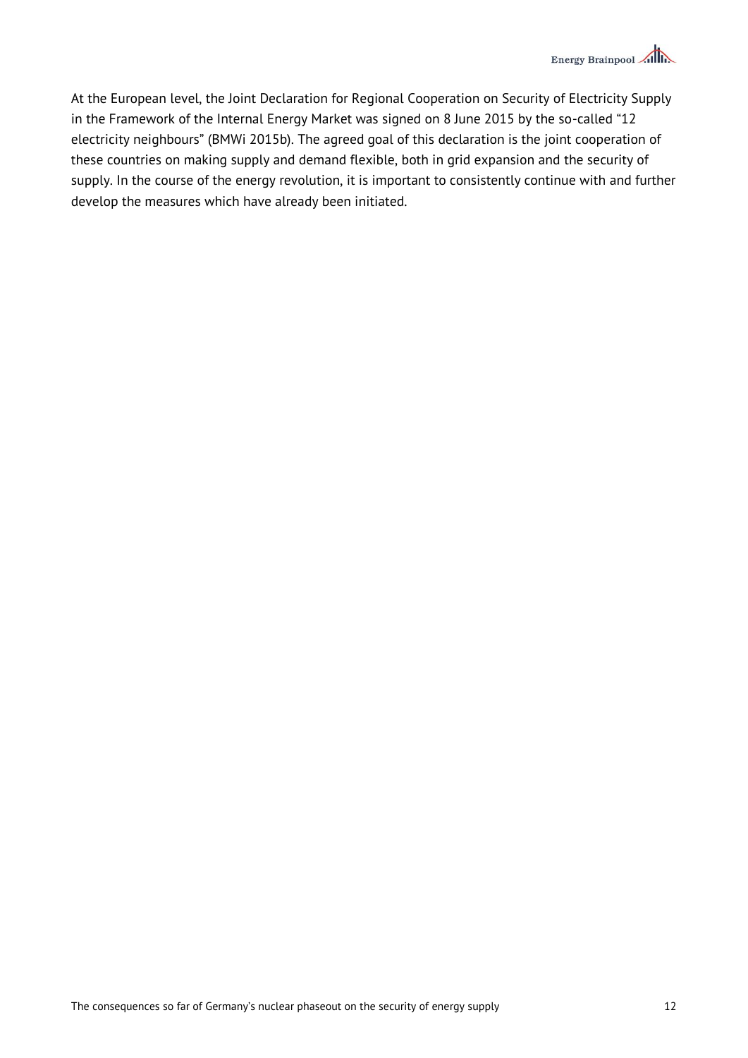At the European level, the Joint Declaration for Regional Cooperation on Security of Electricity Supply in the Framework of the Internal Energy Market was signed on 8 June 2015 by the so-called "12 electricity neighbours" (BMWi 2015b). The agreed goal of this declaration is the joint cooperation of these countries on making supply and demand flexible, both in grid expansion and the security of supply. In the course of the energy revolution, it is important to consistently continue with and further develop the measures which have already been initiated.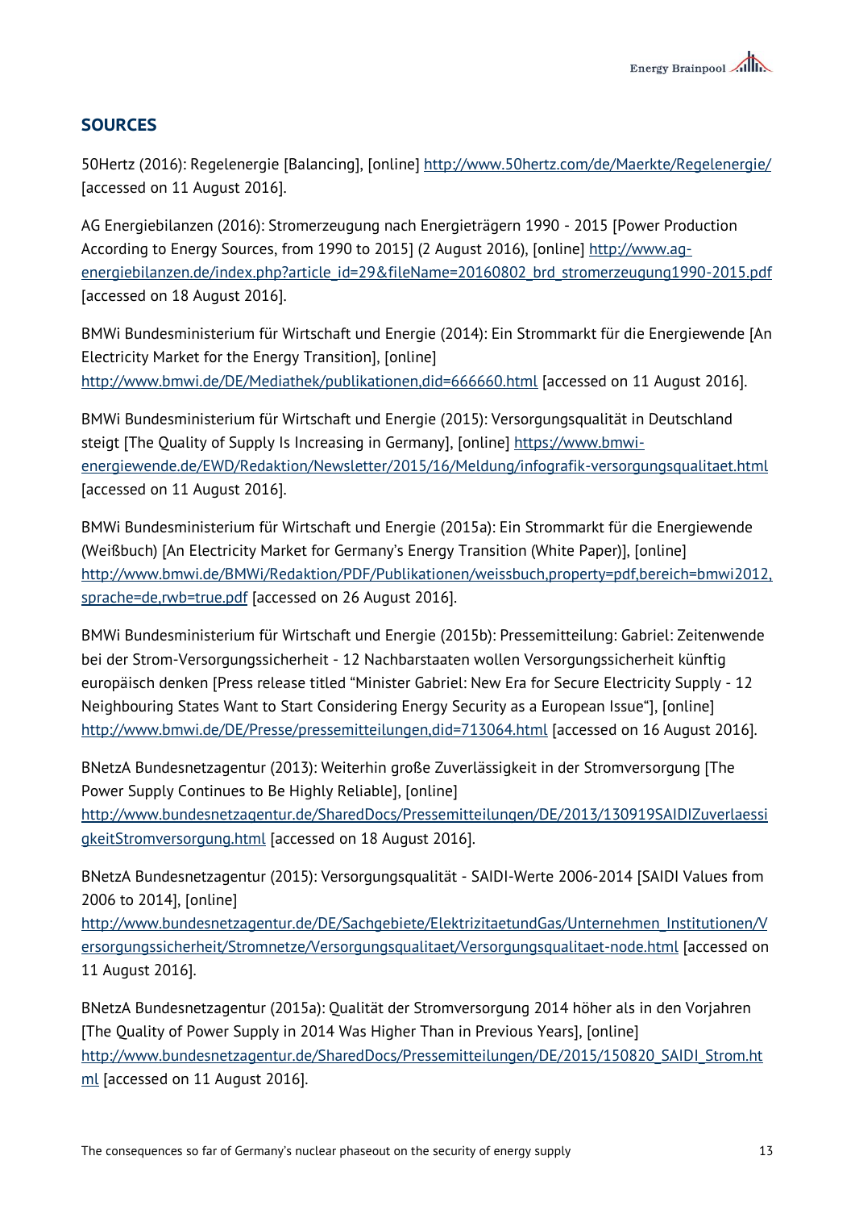## SOURCES

50Hertz (2016): Regelenergie [Balancing], [online] http://www.50hertz.com/de/Maerkte/Regelenergie/ [accessed on 11 August 2016].

AG Energiebilanzen (2016): Stromerzeugung nach Energieträgern 1990 - 2015 [Power Production According to Energy Sources, from 1990 to 2015] (2 August 2016), [online] http://www.ag-energiebilanzen.de/index.php?article_id=29&fileName=20160802_brd_stromerzeugung1990-2015.pdf [accessed on 18 August 2016].

BMWi Bundesministerium für Wirtschaft und Energie (2014): Ein Strommarkt für die Energiewende [An Electricity Market for the Energy Transition], [online] http://www.bmwi.de/DE/Mediathek/publikationen,did=666660.html [accessed on 11 August 2016].

BMWi Bundesministerium für Wirtschaft und Energie (2015): Versorgungsqualität in Deutschland steigt [The Quality of Supply Is Increasing in Germany], [online] https://www.bmwi-energiewende.de/EWD/Redaktion/Newsletter/2015/16/Meldung/infografik-versorgungsqualitaet.html [accessed on 11 August 2016].

BMWi Bundesministerium für Wirtschaft und Energie (2015a): Ein Strommarkt für die Energiewende (Weißbuch) [An Electricity Market for Germany's Energy Transition (White Paper)], [online] http://www.bmwi.de/BMWi/Redaktion/PDF/Publikationen/weissbuch,property=pdf,bereich=bmwi2012,sprache=de,rwb=true.pdf [accessed on 26 August 2016].

BMWi Bundesministerium für Wirtschaft und Energie (2015b): Pressemitteilung: Gabriel: Zeitenwende bei der Strom-Versorgungssicherheit - 12 Nachbarstaaten wollen Versorgungssicherheit künftig europäisch denken [Press release titled "Minister Gabriel: New Era for Secure Electricity Supply - 12 Neighbouring States Want to Start Considering Energy Security as a European Issue"], [online] http://www.bmwi.de/DE/Presse/pressemitteilungen,did=713064.html [accessed on 16 August 2016].

BNetzA Bundesnetzagentur (2013): Weiterhin große Zuverlässigkeit in der Stromversorgung [The Power Supply Continues to Be Highly Reliable], [online] http://www.bundesnetzagentur.de/SharedDocs/Pressemitteilungen/DE/2013/130919SAIDIZuverlaessigkeitStromversorgung.html [accessed on 18 August 2016].

BNetzA Bundesnetzagentur (2015): Versorgungsqualität - SAIDI-Werte 2006-2014 [SAIDI Values from 2006 to 2014], [online] http://www.bundesnetzagentur.de/DE/Sachgebiete/ElektrizitaetundGas/Unternehmen_Institutionen/Versorgungssicherheit/Stromnetze/Versorgungsqualitaet/Versorgungsqualitaet-node.html [accessed on 11 August 2016].

BNetzA Bundesnetzagentur (2015a): Qualität der Stromversorgung 2014 höher als in den Vorjahren [The Quality of Power Supply in 2014 Was Higher Than in Previous Years], [online] http://www.bundesnetzagentur.de/SharedDocs/Pressemitteilungen/DE/2015/150820_SAIDI_Strom.html [accessed on 11 August 2016].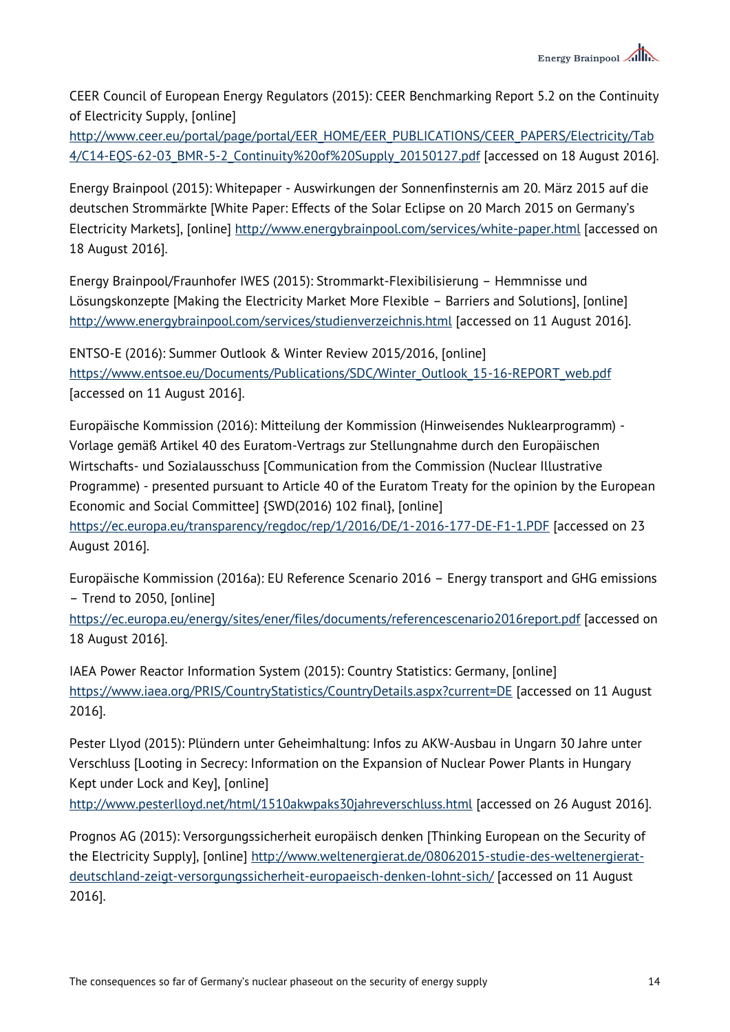CEER Council of European Energy Regulators (2015): CEER Benchmarking Report 5.2 on the Continuity of Electricity Supply, [online] http://www.ceer.eu/portal/page/portal/EER_HOME/EER_PUBLICATIONS/CEER_PAPERS/Electricity/Tab4/C14-EQS-62-03_BMR-5-2_Continuity%20of%20Supply_20150127.pdf [accessed on 18 August 2016].

Energy Brainpool (2015): Whitepaper - Auswirkungen der Sonnenfinsternis am 20. März 2015 auf die deutschen Strommärkte [White Paper: Effects of the Solar Eclipse on 20 March 2015 on Germany's Electricity Markets], [online] http://www.energybrainpool.com/services/white-paper.html [accessed on 18 August 2016].

Energy Brainpool/Fraunhofer IWES (2015): Strommarkt-Flexibilisierung – Hemmnisse und Lösungskonzepte [Making the Electricity Market More Flexible – Barriers and Solutions], [online] http://www.energybrainpool.com/services/studienverzeichnis.html [accessed on 11 August 2016].

ENTSO-E (2016): Summer Outlook & Winter Review 2015/2016, [online] https://www.entsoe.eu/Documents/Publications/SDC/Winter_Outlook_15-16-REPORT_web.pdf [accessed on 11 August 2016].

Europäische Kommission (2016): Mitteilung der Kommission (Hinweisendes Nuklearprogramm) - Vorlage gemäß Artikel 40 des Euratom-Vertrags zur Stellungnahme durch den Europäischen Wirtschafts- und Sozialausschuss [Communication from the Commission (Nuclear Illustrative Programme) - presented pursuant to Article 40 of the Euratom Treaty for the opinion by the European Economic and Social Committee] {SWD(2016) 102 final}, [online] https://ec.europa.eu/transparency/regdoc/rep/1/2016/DE/1-2016-177-DE-F1-1.PDF [accessed on 23 August 2016].

Europäische Kommission (2016a): EU Reference Scenario 2016 – Energy transport and GHG emissions – Trend to 2050, [online] https://ec.europa.eu/energy/sites/ener/files/documents/referencescenario2016report.pdf [accessed on 18 August 2016].

IAEA Power Reactor Information System (2015): Country Statistics: Germany, [online] https://www.iaea.org/PRIS/CountryStatistics/CountryDetails.aspx?current=DE [accessed on 11 August 2016].

Pester Llyod (2015): Plündern unter Geheimhaltung: Infos zu AKW-Ausbau in Ungarn 30 Jahre unter Verschluss [Looting in Secrecy: Information on the Expansion of Nuclear Power Plants in Hungary Kept under Lock and Key], [online] http://www.pesterlloyd.net/html/1510akwpaks30jahreverschluss.html [accessed on 26 August 2016].

Prognos AG (2015): Versorgungssicherheit europäisch denken [Thinking European on the Security of the Electricity Supply], [online] http://www.weltenergierat.de/08062015-studie-des-weltenergierat-deutschland-zeigt-versorgungssicherheit-europaeisch-denken-lohnt-sich/ [accessed on 11 August 2016].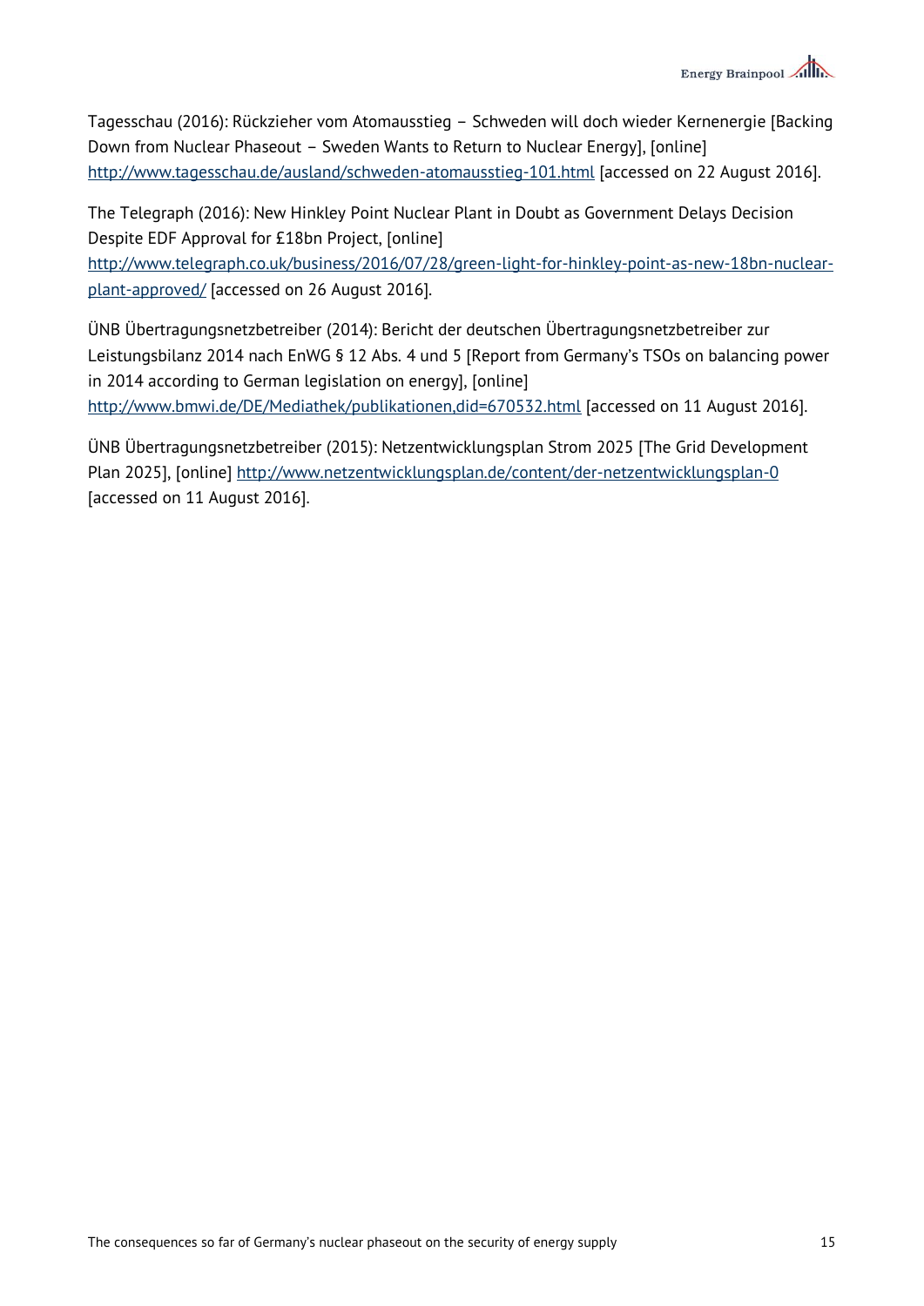Tagesschau (2016): Rückzieher vom Atomausstieg – Schweden will doch wieder Kernenergie [Backing Down from Nuclear Phaseout – Sweden Wants to Return to Nuclear Energy], [online] http://www.tagesschau.de/ausland/schweden-atomausstieg-101.html [accessed on 22 August 2016].

The Telegraph (2016): New Hinkley Point Nuclear Plant in Doubt as Government Delays Decision Despite EDF Approval for £18bn Project, [online] http://www.telegraph.co.uk/business/2016/07/28/green-light-for-hinkley-point-as-new-18bn-nuclear-plant-approved/ [accessed on 26 August 2016].

ÜNB Übertragungsnetzbetreiber (2014): Bericht der deutschen Übertragungsnetzbetreiber zur Leistungsbilanz 2014 nach EnWG § 12 Abs. 4 und 5 [Report from Germany's TSOs on balancing power in 2014 according to German legislation on energy], [online] http://www.bmwi.de/DE/Mediathek/publikationen,did=670532.html [accessed on 11 August 2016].

ÜNB Übertragungsnetzbetreiber (2015): Netzentwicklungsplan Strom 2025 [The Grid Development Plan 2025], [online] http://www.netzentwicklungsplan.de/content/der-netzentwicklungsplan-0 [accessed on 11 August 2016].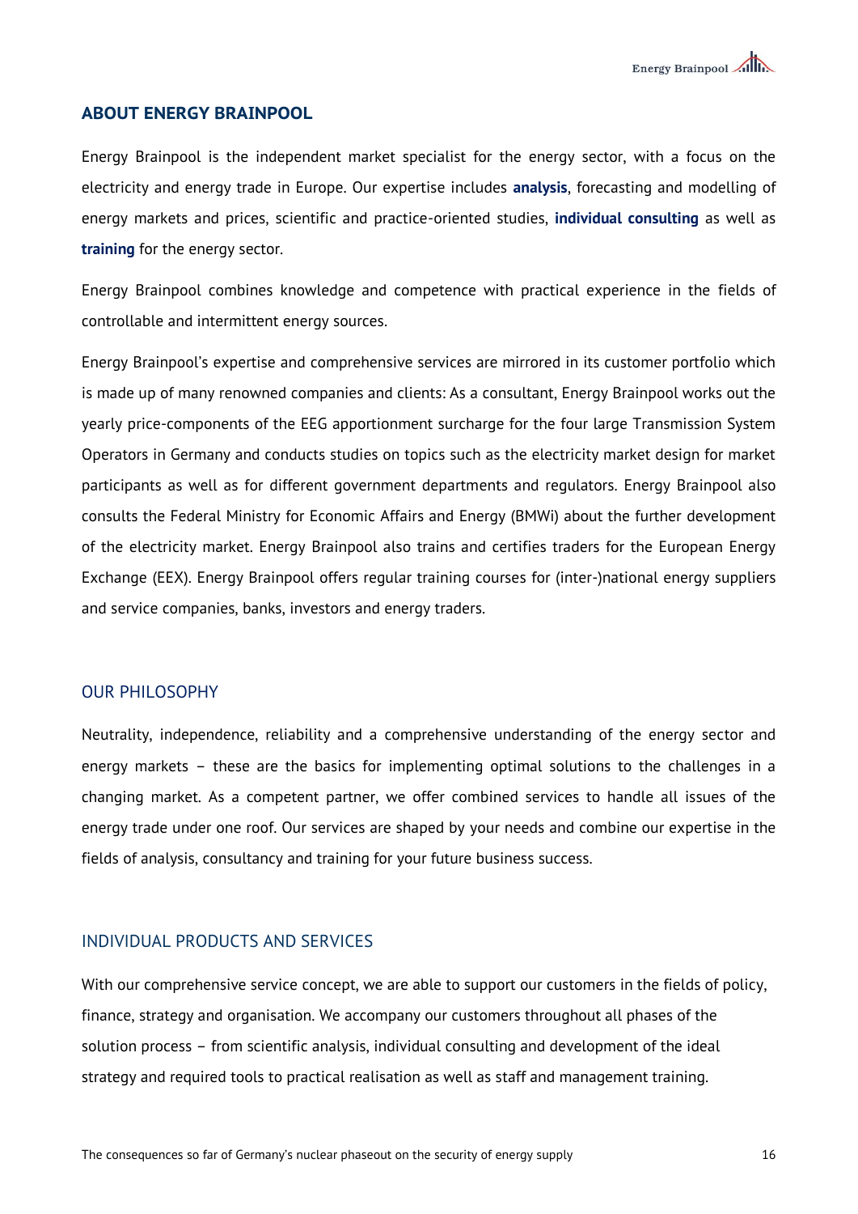## ABOUT ENERGY BRAINPOOL

Energy Brainpool is the independent market specialist for the energy sector, with a focus on the electricity and energy trade in Europe. Our expertise includes **analysis**, forecasting and modelling of energy markets and prices, scientific and practice-oriented studies, **individual consulting** as well as **training** for the energy sector.

Energy Brainpool combines knowledge and competence with practical experience in the fields of controllable and intermittent energy sources.

Energy Brainpool's expertise and comprehensive services are mirrored in its customer portfolio which is made up of many renowned companies and clients: As a consultant, Energy Brainpool works out the yearly price-components of the EEG apportionment surcharge for the four large Transmission System Operators in Germany and conducts studies on topics such as the electricity market design for market participants as well as for different government departments and regulators. Energy Brainpool also consults the Federal Ministry for Economic Affairs and Energy (BMWi) about the further development of the electricity market. Energy Brainpool also trains and certifies traders for the European Energy Exchange (EEX). Energy Brainpool offers regular training courses for (inter-)national energy suppliers and service companies, banks, investors and energy traders.

### OUR PHILOSOPHY

Neutrality, independence, reliability and a comprehensive understanding of the energy sector and energy markets – these are the basics for implementing optimal solutions to the challenges in a changing market. As a competent partner, we offer combined services to handle all issues of the energy trade under one roof. Our services are shaped by your needs and combine our expertise in the fields of analysis, consultancy and training for your future business success.

### INDIVIDUAL PRODUCTS AND SERVICES

With our comprehensive service concept, we are able to support our customers in the fields of policy, finance, strategy and organisation. We accompany our customers throughout all phases of the solution process – from scientific analysis, individual consulting and development of the ideal strategy and required tools to practical realisation as well as staff and management training.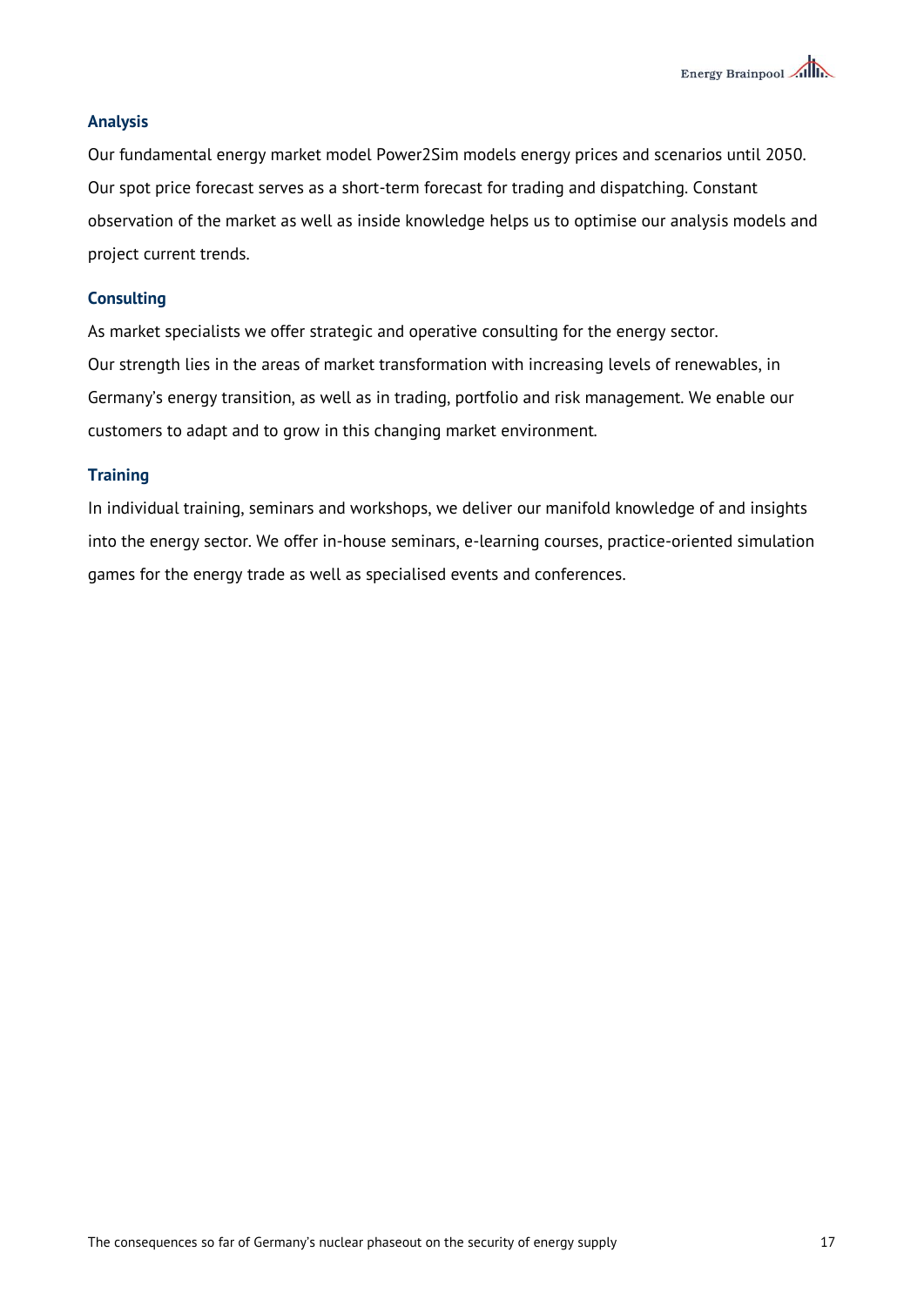### Analysis

Our fundamental energy market model Power2Sim models energy prices and scenarios until 2050. Our spot price forecast serves as a short-term forecast for trading and dispatching. Constant observation of the market as well as inside knowledge helps us to optimise our analysis models and project current trends.

### Consulting

As market specialists we offer strategic and operative consulting for the energy sector. Our strength lies in the areas of market transformation with increasing levels of renewables, in Germany's energy transition, as well as in trading, portfolio and risk management. We enable our customers to adapt and to grow in this changing market environment.

### Training

In individual training, seminars and workshops, we deliver our manifold knowledge of and insights into the energy sector. We offer in-house seminars, e-learning courses, practice-oriented simulation games for the energy trade as well as specialised events and conferences.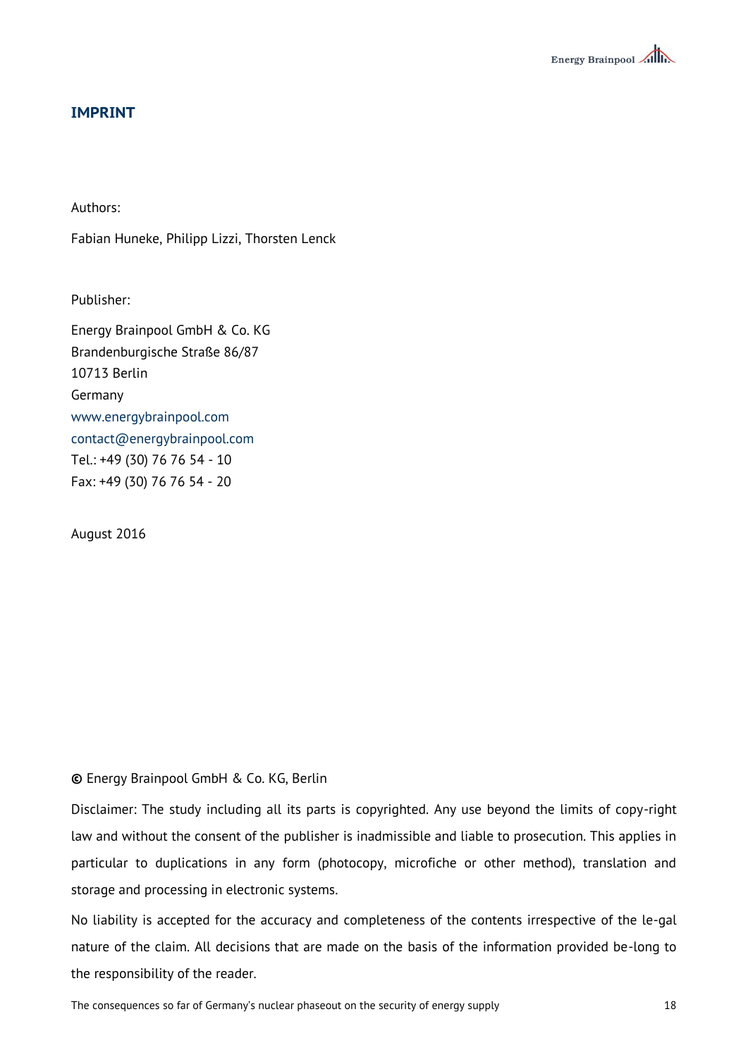## IMPRINT

Authors:

Fabian Huneke, Philipp Lizzi, Thorsten Lenck

Publisher:

Energy Brainpool GmbH & Co. KG
Brandenburgische Straße 86/87
10713 Berlin
Germany
www.energybrainpool.com
contact@energybrainpool.com
Tel.: +49 (30) 76 76 54 - 10
Fax: +49 (30) 76 76 54 - 20

August 2016

© Energy Brainpool GmbH & Co. KG, Berlin

Disclaimer: The study including all its parts is copyrighted. Any use beyond the limits of copy-right law and without the consent of the publisher is inadmissible and liable to prosecution. This applies in particular to duplications in any form (photocopy, microfiche or other method), translation and storage and processing in electronic systems.

No liability is accepted for the accuracy and completeness of the contents irrespective of the le-gal nature of the claim. All decisions that are made on the basis of the information provided be-long to the responsibility of the reader.